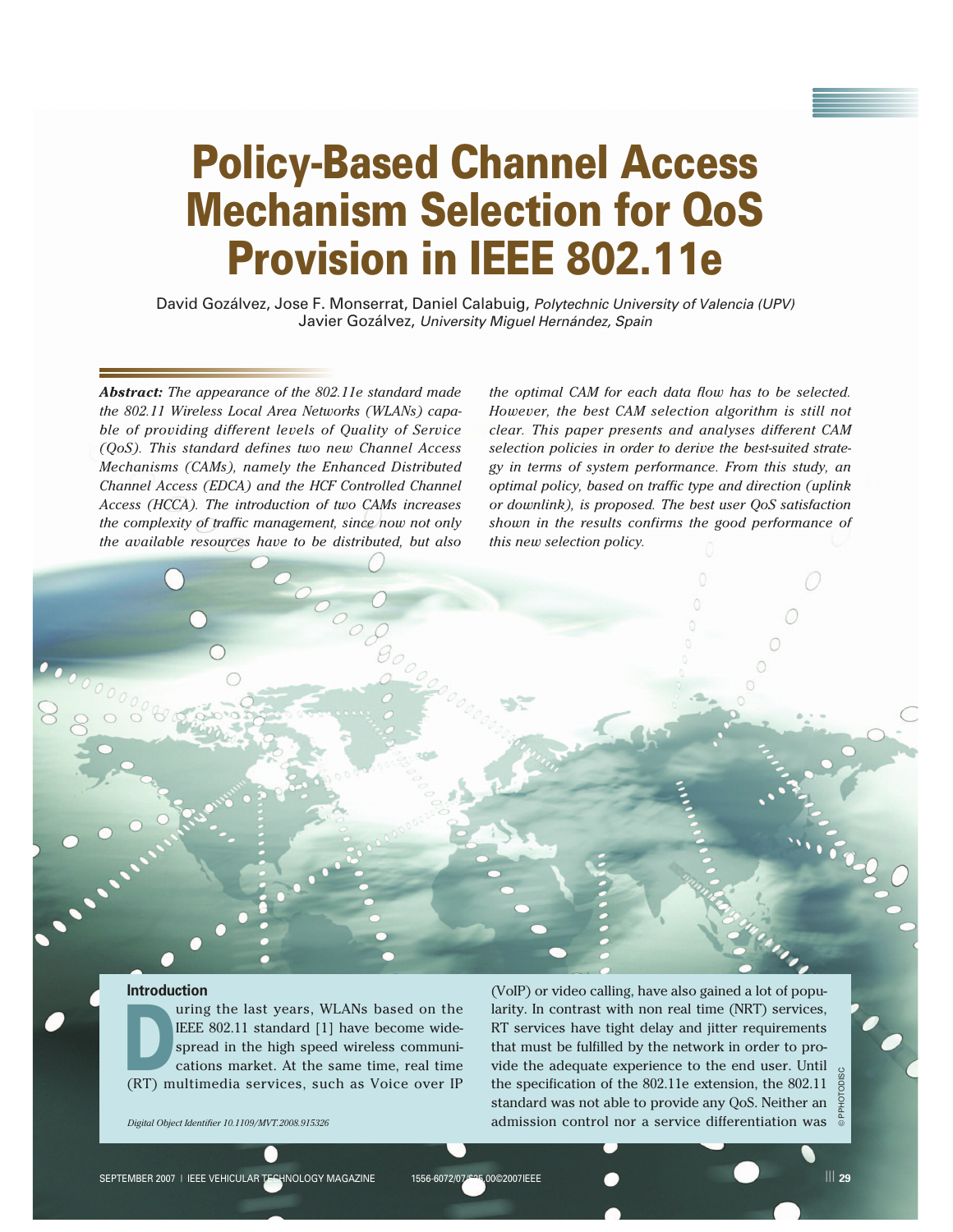# Policy-Based Channel Access Mechanism Selection for QoS Provision in IEEE 802.11e

David Gozálvez, Jose F. Monserrat, Daniel Calabuig, *Polytechnic University of Valencia (UPV)*
Javier Gozálvez, *University Miguel Hernández, Spain*

***Abstract:*** *The appearance of the 802.11e standard made the 802.11 Wireless Local Area Networks (WLANs) capable of providing different levels of Quality of Service (QoS). This standard defines two new Channel Access Mechanisms (CAMs), namely the Enhanced Distributed Channel Access (EDCA) and the HCF Controlled Channel Access (HCCA). The introduction of two CAMs increases the complexity of traffic management, since now not only the available resources have to be distributed, but also the optimal CAM for each data flow has to be selected. However, the best CAM selection algorithm is still not clear. This paper presents and analyses different CAM selection policies in order to derive the best-suited strategy in terms of system performance. From this study, an optimal policy, based on traffic type and direction (uplink or downlink), is proposed. The best user QoS satisfaction shown in the results confirms the good performance of this new selection policy.*

## Introduction

During the last years, WLANs based on the IEEE 802.11 standard [1] have become widespread in the high speed wireless communications market. At the same time, real time (RT) multimedia services, such as Voice over IP (VoIP) or video calling, have also gained a lot of popularity. In contrast with non real time (NRT) services, RT services have tight delay and jitter requirements that must be fulfilled by the network in order to provide the adequate experience to the end user. Until the specification of the 802.11e extension, the 802.11 standard was not able to provide any QoS. Neither an admission control nor a service differentiation was

*Digital Object Identifier 10.1109/MVT.2008.915326*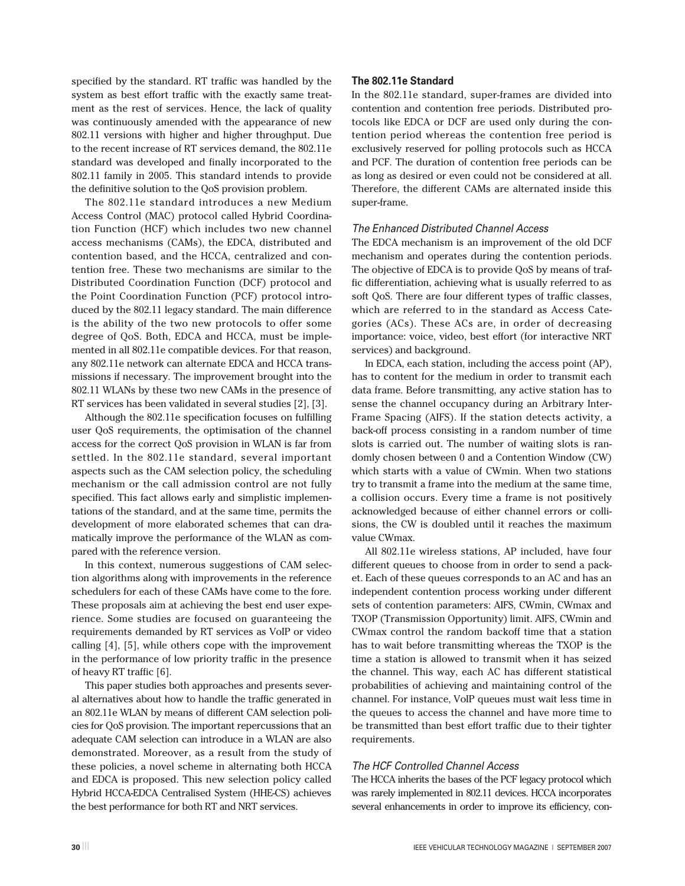specified by the standard. RT traffic was handled by the system as best effort traffic with the exactly same treatment as the rest of services. Hence, the lack of quality was continuously amended with the appearance of new 802.11 versions with higher and higher throughput. Due to the recent increase of RT services demand, the 802.11e standard was developed and finally incorporated to the 802.11 family in 2005. This standard intends to provide the definitive solution to the QoS provision problem.

The 802.11e standard introduces a new Medium Access Control (MAC) protocol called Hybrid Coordination Function (HCF) which includes two new channel access mechanisms (CAMs), the EDCA, distributed and contention based, and the HCCA, centralized and contention free. These two mechanisms are similar to the Distributed Coordination Function (DCF) protocol and the Point Coordination Function (PCF) protocol introduced by the 802.11 legacy standard. The main difference is the ability of the two new protocols to offer some degree of QoS. Both, EDCA and HCCA, must be implemented in all 802.11e compatible devices. For that reason, any 802.11e network can alternate EDCA and HCCA transmissions if necessary. The improvement brought into the 802.11 WLANs by these two new CAMs in the presence of RT services has been validated in several studies [2], [3].

Although the 802.11e specification focuses on fulfilling user QoS requirements, the optimisation of the channel access for the correct QoS provision in WLAN is far from settled. In the 802.11e standard, several important aspects such as the CAM selection policy, the scheduling mechanism or the call admission control are not fully specified. This fact allows early and simplistic implementations of the standard, and at the same time, permits the development of more elaborated schemes that can dramatically improve the performance of the WLAN as compared with the reference version.

In this context, numerous suggestions of CAM selection algorithms along with improvements in the reference schedulers for each of these CAMs have come to the fore. These proposals aim at achieving the best end user experience. Some studies are focused on guaranteeing the requirements demanded by RT services as VoIP or video calling [4], [5], while others cope with the improvement in the performance of low priority traffic in the presence of heavy RT traffic [6].

This paper studies both approaches and presents several alternatives about how to handle the traffic generated in an 802.11e WLAN by means of different CAM selection policies for QoS provision. The important repercussions that an adequate CAM selection can introduce in a WLAN are also demonstrated. Moreover, as a result from the study of these policies, a novel scheme in alternating both HCCA and EDCA is proposed. This new selection policy called Hybrid HCCA-EDCA Centralised System (HHE-CS) achieves the best performance for both RT and NRT services.

## The 802.11e Standard

In the 802.11e standard, super-frames are divided into contention and contention free periods. Distributed protocols like EDCA or DCF are used only during the contention period whereas the contention free period is exclusively reserved for polling protocols such as HCCA and PCF. The duration of contention free periods can be as long as desired or even could not be considered at all. Therefore, the different CAMs are alternated inside this super-frame.

### *The Enhanced Distributed Channel Access*

The EDCA mechanism is an improvement of the old DCF mechanism and operates during the contention periods. The objective of EDCA is to provide QoS by means of traffic differentiation, achieving what is usually referred to as soft QoS. There are four different types of traffic classes, which are referred to in the standard as Access Categories (ACs). These ACs are, in order of decreasing importance: voice, video, best effort (for interactive NRT services) and background.

In EDCA, each station, including the access point (AP), has to content for the medium in order to transmit each data frame. Before transmitting, any active station has to sense the channel occupancy during an Arbitrary Inter-Frame Spacing (AIFS). If the station detects activity, a back-off process consisting in a random number of time slots is carried out. The number of waiting slots is randomly chosen between 0 and a Contention Window (CW) which starts with a value of CWmin. When two stations try to transmit a frame into the medium at the same time, a collision occurs. Every time a frame is not positively acknowledged because of either channel errors or collisions, the CW is doubled until it reaches the maximum value CWmax.

All 802.11e wireless stations, AP included, have four different queues to choose from in order to send a packet. Each of these queues corresponds to an AC and has an independent contention process working under different sets of contention parameters: AIFS, CWmin, CWmax and TXOP (Transmission Opportunity) limit. AIFS, CWmin and CWmax control the random backoff time that a station has to wait before transmitting whereas the TXOP is the time a station is allowed to transmit when it has seized the channel. This way, each AC has different statistical probabilities of achieving and maintaining control of the channel. For instance, VoIP queues must wait less time in the queues to access the channel and have more time to be transmitted than best effort traffic due to their tighter requirements.

### *The HCF Controlled Channel Access*

The HCCA inherits the bases of the PCF legacy protocol which was rarely implemented in 802.11 devices. HCCA incorporates several enhancements in order to improve its efficiency, con-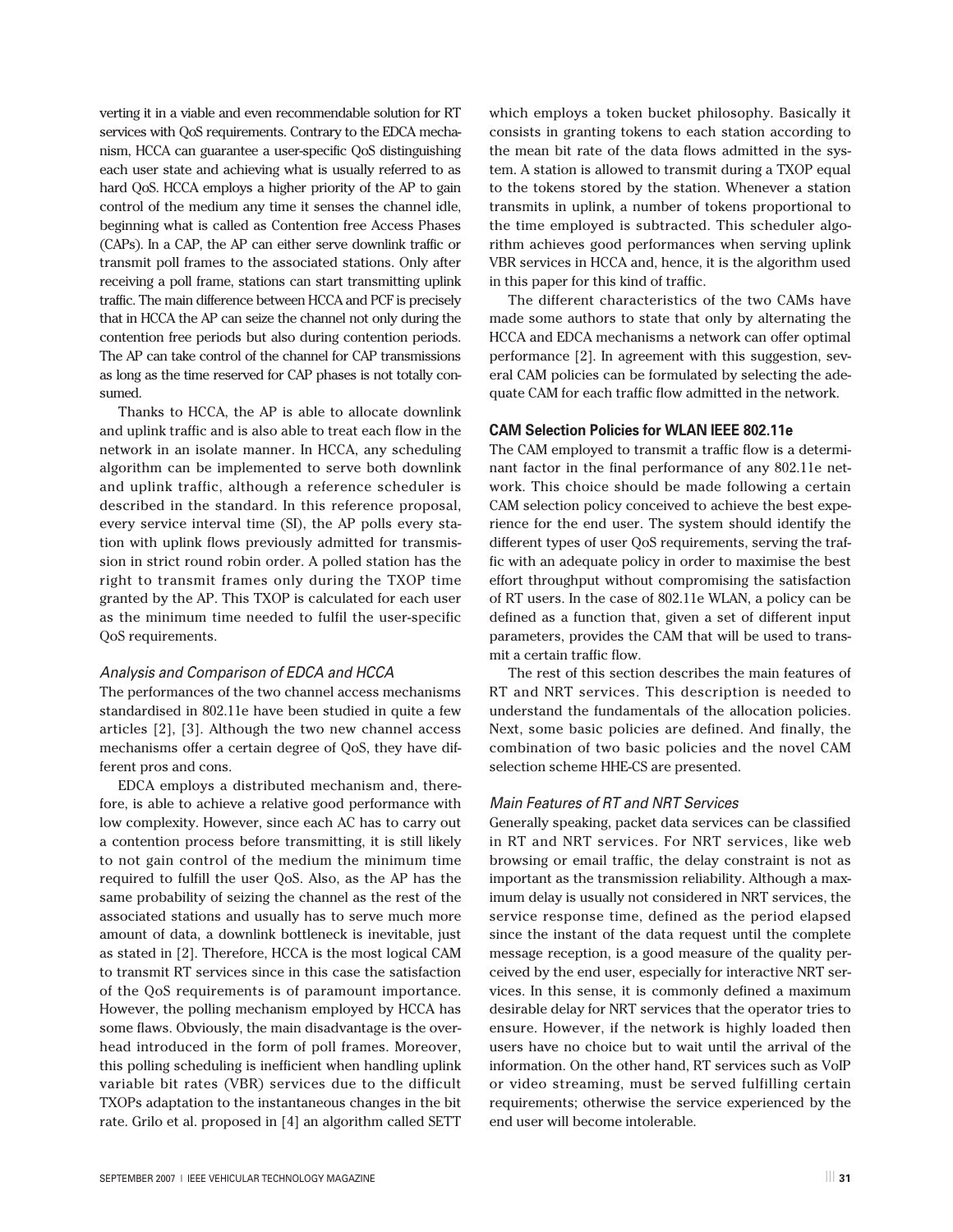verting it in a viable and even recommendable solution for RT services with QoS requirements. Contrary to the EDCA mechanism, HCCA can guarantee a user-specific QoS distinguishing each user state and achieving what is usually referred to as hard QoS. HCCA employs a higher priority of the AP to gain control of the medium any time it senses the channel idle, beginning what is called as Contention free Access Phases (CAPs). In a CAP, the AP can either serve downlink traffic or transmit poll frames to the associated stations. Only after receiving a poll frame, stations can start transmitting uplink traffic. The main difference between HCCA and PCF is precisely that in HCCA the AP can seize the channel not only during the contention free periods but also during contention periods. The AP can take control of the channel for CAP transmissions as long as the time reserved for CAP phases is not totally consumed.

Thanks to HCCA, the AP is able to allocate downlink and uplink traffic and is also able to treat each flow in the network in an isolate manner. In HCCA, any scheduling algorithm can be implemented to serve both downlink and uplink traffic, although a reference scheduler is described in the standard. In this reference proposal, every service interval time (SI), the AP polls every station with uplink flows previously admitted for transmission in strict round robin order. A polled station has the right to transmit frames only during the TXOP time granted by the AP. This TXOP is calculated for each user as the minimum time needed to fulfil the user-specific QoS requirements.

### *Analysis and Comparison of EDCA and HCCA*

The performances of the two channel access mechanisms standardised in 802.11e have been studied in quite a few articles [2], [3]. Although the two new channel access mechanisms offer a certain degree of QoS, they have different pros and cons.

EDCA employs a distributed mechanism and, therefore, is able to achieve a relative good performance with low complexity. However, since each AC has to carry out a contention process before transmitting, it is still likely to not gain control of the medium the minimum time required to fulfill the user QoS. Also, as the AP has the same probability of seizing the channel as the rest of the associated stations and usually has to serve much more amount of data, a downlink bottleneck is inevitable, just as stated in [2]. Therefore, HCCA is the most logical CAM to transmit RT services since in this case the satisfaction of the QoS requirements is of paramount importance. However, the polling mechanism employed by HCCA has some flaws. Obviously, the main disadvantage is the overhead introduced in the form of poll frames. Moreover, this polling scheduling is inefficient when handling uplink variable bit rates (VBR) services due to the difficult TXOPs adaptation to the instantaneous changes in the bit rate. Grilo et al. proposed in [4] an algorithm called SETT which employs a token bucket philosophy. Basically it consists in granting tokens to each station according to the mean bit rate of the data flows admitted in the system. A station is allowed to transmit during a TXOP equal to the tokens stored by the station. Whenever a station transmits in uplink, a number of tokens proportional to the time employed is subtracted. This scheduler algorithm achieves good performances when serving uplink VBR services in HCCA and, hence, it is the algorithm used in this paper for this kind of traffic.

The different characteristics of the two CAMs have made some authors to state that only by alternating the HCCA and EDCA mechanisms a network can offer optimal performance [2]. In agreement with this suggestion, several CAM policies can be formulated by selecting the adequate CAM for each traffic flow admitted in the network.

## CAM Selection Policies for WLAN IEEE 802.11e

The CAM employed to transmit a traffic flow is a determinant factor in the final performance of any 802.11e network. This choice should be made following a certain CAM selection policy conceived to achieve the best experience for the end user. The system should identify the different types of user QoS requirements, serving the traffic with an adequate policy in order to maximise the best effort throughput without compromising the satisfaction of RT users. In the case of 802.11e WLAN, a policy can be defined as a function that, given a set of different input parameters, provides the CAM that will be used to transmit a certain traffic flow.

The rest of this section describes the main features of RT and NRT services. This description is needed to understand the fundamentals of the allocation policies. Next, some basic policies are defined. And finally, the combination of two basic policies and the novel CAM selection scheme HHE-CS are presented.

### *Main Features of RT and NRT Services*

Generally speaking, packet data services can be classified in RT and NRT services. For NRT services, like web browsing or email traffic, the delay constraint is not as important as the transmission reliability. Although a maximum delay is usually not considered in NRT services, the service response time, defined as the period elapsed since the instant of the data request until the complete message reception, is a good measure of the quality perceived by the end user, especially for interactive NRT services. In this sense, it is commonly defined a maximum desirable delay for NRT services that the operator tries to ensure. However, if the network is highly loaded then users have no choice but to wait until the arrival of the information. On the other hand, RT services such as VoIP or video streaming, must be served fulfilling certain requirements; otherwise the service experienced by the end user will become intolerable.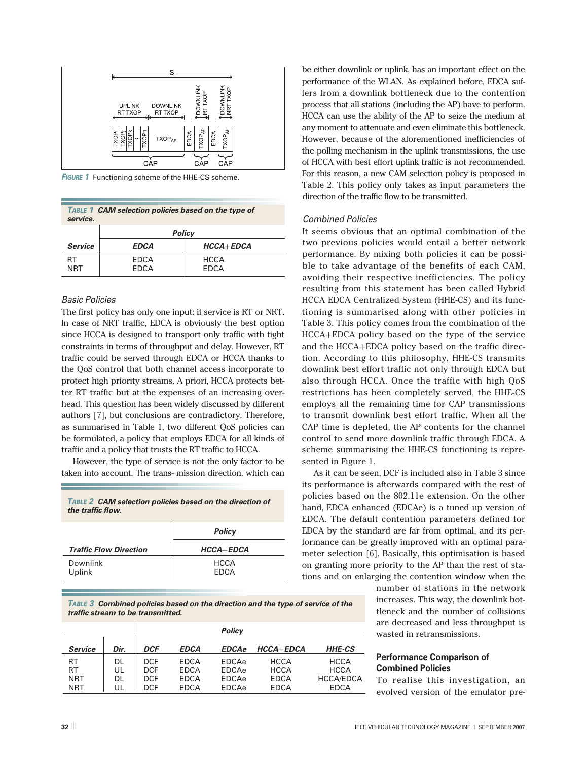FIGURE 1 Functioning scheme of the HHE-CS scheme.

TABLE 1 CAM selection policies based on the type of service.

| | Policy | |
|---|---|---|
| **Service** | **EDCA** | **HCCA+EDCA** |
| RT | EDCA | HCCA |
| NRT | EDCA | EDCA |

### Basic Policies

The first policy has only one input: if service is RT or NRT. In case of NRT traffic, EDCA is obviously the best option since HCCA is designed to transport only traffic with tight constraints in terms of throughput and delay. However, RT traffic could be served through EDCA or HCCA thanks to the QoS control that both channel access incorporate to protect high priority streams. A priori, HCCA protects better RT traffic but at the expenses of an increasing overhead. This question has been widely discussed by different authors [7], but conclusions are contradictory. Therefore, as summarised in Table 1, two different QoS policies can be formulated, a policy that employs EDCA for all kinds of traffic and a policy that trusts the RT traffic to HCCA.

However, the type of service is not the only factor to be taken into account. The trans- mission direction, which can be either downlink or uplink, has an important effect on the performance of the WLAN. As explained before, EDCA suffers from a downlink bottleneck due to the contention process that all stations (including the AP) have to perform. HCCA can use the ability of the AP to seize the medium at any moment to attenuate and even eliminate this bottleneck. However, because of the aforementioned inefficiencies of the polling mechanism in the uplink transmissions, the use of HCCA with best effort uplink traffic is not recommended. For this reason, a new CAM selection policy is proposed in Table 2. This policy only takes as input parameters the direction of the traffic flow to be transmitted.

TABLE 2 CAM selection policies based on the direction of the traffic flow.

| | Policy |
|---|---|
| **Traffic Flow Direction** | **HCCA+EDCA** |
| Downlink | HCCA |
| Uplink | EDCA |

### Combined Policies

It seems obvious that an optimal combination of the two previous policies would entail a better network performance. By mixing both policies it can be possible to take advantage of the benefits of each CAM, avoiding their respective inefficiencies. The policy resulting from this statement has been called Hybrid HCCA EDCA Centralized System (HHE-CS) and its functioning is summarised along with other policies in Table 3. This policy comes from the combination of the HCCA+EDCA policy based on the type of the service and the HCCA+EDCA policy based on the traffic direction. According to this philosophy, HHE-CS transmits downlink best effort traffic not only through EDCA but also through HCCA. Once the traffic with high QoS restrictions has been completely served, the HHE-CS employs all the remaining time for CAP transmissions to transmit downlink best effort traffic. When all the CAP time is depleted, the AP contents for the channel control to send more downlink traffic through EDCA. A scheme summarising the HHE-CS functioning is represented in Figure 1.

As it can be seen, DCF is included also in Table 3 since its performance is afterwards compared with the rest of policies based on the 802.11e extension. On the other hand, EDCA enhanced (EDCAe) is a tuned up version of EDCA. The default contention parameters defined for EDCA by the standard are far from optimal, and its performance can be greatly improved with an optimal parameter selection [6]. Basically, this optimisation is based on granting more priority to the AP than the rest of stations and on enlarging the contention window when the number of stations in the network increases. This way, the downlink bottleneck and the number of collisions are decreased and less throughput is wasted in retransmissions.

TABLE 3 Combined policies based on the direction and the type of service of the traffic stream to be transmitted.

| | | Policy | | | | |
|---|---|---|---|---|---|---|
| **Service** | **Dir.** | **DCF** | **EDCA** | **EDCAe** | **HCCA+EDCA** | **HHE-CS** |
| RT | DL | DCF | EDCA | EDCAe | HCCA | HCCA |
| RT | UL | DCF | EDCA | EDCAe | HCCA | HCCA |
| NRT | DL | DCF | EDCA | EDCAe | EDCA | HCCA/EDCA |
| NRT | UL | DCF | EDCA | EDCAe | EDCA | EDCA |

## Performance Comparison of Combined Policies

To realise this investigation, an evolved version of the emulator pre-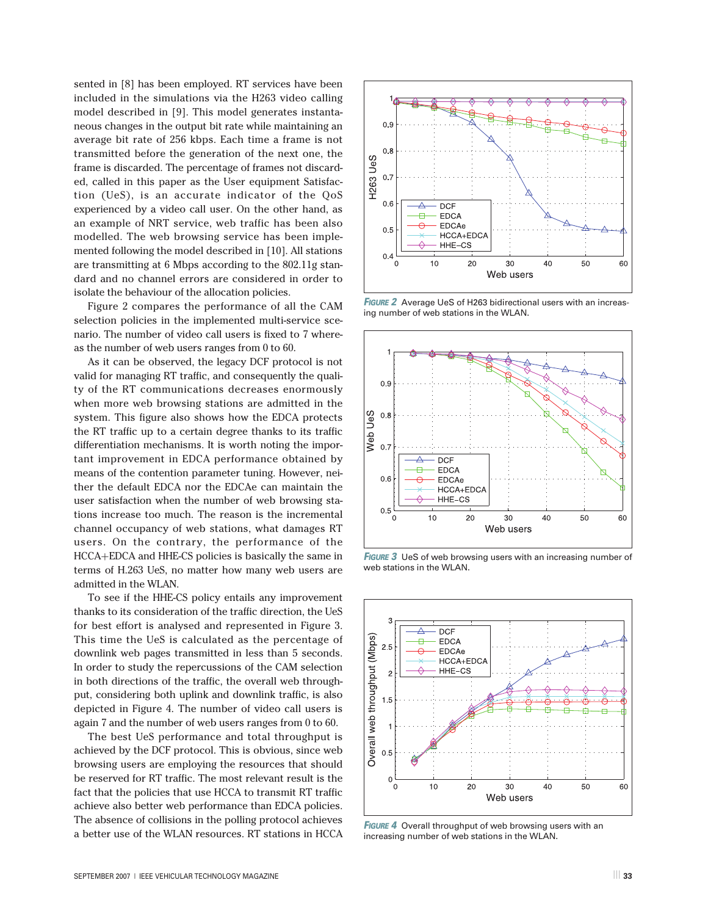sented in [8] has been employed. RT services have been included in the simulations via the H263 video calling model described in [9]. This model generates instantaneous changes in the output bit rate while maintaining an average bit rate of 256 kbps. Each time a frame is not transmitted before the generation of the next one, the frame is discarded. The percentage of frames not discarded, called in this paper as the User equipment Satisfaction (UeS), is an accurate indicator of the QoS experienced by a video call user. On the other hand, as an example of NRT service, web traffic has been also modelled. The web browsing service has been implemented following the model described in [10]. All stations are transmitting at 6 Mbps according to the 802.11g standard and no channel errors are considered in order to isolate the behaviour of the allocation policies.

Figure 2 compares the performance of all the CAM selection policies in the implemented multi-service scenario. The number of video call users is fixed to 7 whereas the number of web users ranges from 0 to 60.

As it can be observed, the legacy DCF protocol is not valid for managing RT traffic, and consequently the quality of the RT communications decreases enormously when more web browsing stations are admitted in the system. This figure also shows how the EDCA protects the RT traffic up to a certain degree thanks to its traffic differentiation mechanisms. It is worth noting the important improvement in EDCA performance obtained by means of the contention parameter tuning. However, neither the default EDCA nor the EDCAe can maintain the user satisfaction when the number of web browsing stations increase too much. The reason is the incremental channel occupancy of web stations, what damages RT users. On the contrary, the performance of the HCCA+EDCA and HHE-CS policies is basically the same in terms of H.263 UeS, no matter how many web users are admitted in the WLAN.

To see if the HHE-CS policy entails any improvement thanks to its consideration of the traffic direction, the UeS for best effort is analysed and represented in Figure 3. This time the UeS is calculated as the percentage of downlink web pages transmitted in less than 5 seconds. In order to study the repercussions of the CAM selection in both directions of the traffic, the overall web throughput, considering both uplink and downlink traffic, is also depicted in Figure 4. The number of video call users is again 7 and the number of web users ranges from 0 to 60.

The best UeS performance and total throughput is achieved by the DCF protocol. This is obvious, since web browsing users are employing the resources that should be reserved for RT traffic. The most relevant result is the fact that the policies that use HCCA to transmit RT traffic achieve also better web performance than EDCA policies. The absence of collisions in the polling protocol achieves a better use of the WLAN resources. RT stations in HCCA

*FIGURE 2* Average UeS of H263 bidirectional users with an increasing number of web stations in the WLAN.

*FIGURE 3* UeS of web browsing users with an increasing number of web stations in the WLAN.

*FIGURE 4* Overall throughput of web browsing users with an increasing number of web stations in the WLAN.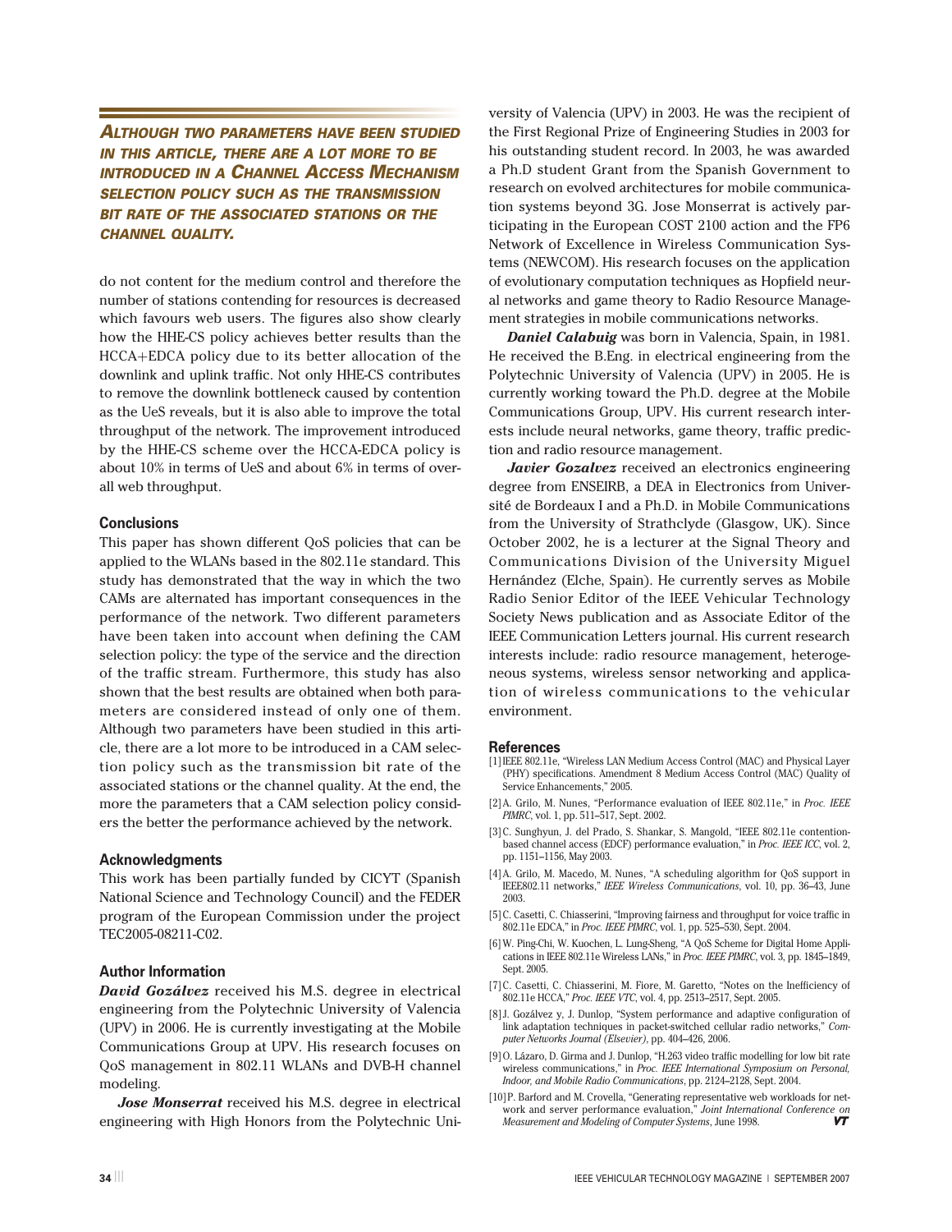*ALTHOUGH TWO PARAMETERS HAVE BEEN STUDIED IN THIS ARTICLE, THERE ARE A LOT MORE TO BE INTRODUCED IN A CHANNEL ACCESS MECHANISM SELECTION POLICY SUCH AS THE TRANSMISSION BIT RATE OF THE ASSOCIATED STATIONS OR THE CHANNEL QUALITY.*

do not content for the medium control and therefore the number of stations contending for resources is decreased which favours web users. The figures also show clearly how the HHE-CS policy achieves better results than the HCCA+EDCA policy due to its better allocation of the downlink and uplink traffic. Not only HHE-CS contributes to remove the downlink bottleneck caused by contention as the UeS reveals, but it is also able to improve the total throughput of the network. The improvement introduced by the HHE-CS scheme over the HCCA-EDCA policy is about 10% in terms of UeS and about 6% in terms of overall web throughput.

## Conclusions

This paper has shown different QoS policies that can be applied to the WLANs based in the 802.11e standard. This study has demonstrated that the way in which the two CAMs are alternated has important consequences in the performance of the network. Two different parameters have been taken into account when defining the CAM selection policy: the type of the service and the direction of the traffic stream. Furthermore, this study has also shown that the best results are obtained when both parameters are considered instead of only one of them. Although two parameters have been studied in this article, there are a lot more to be introduced in a CAM selection policy such as the transmission bit rate of the associated stations or the channel quality. At the end, the more the parameters that a CAM selection policy considers the better the performance achieved by the network.

## Acknowledgments

This work has been partially funded by CICYT (Spanish National Science and Technology Council) and the FEDER program of the European Commission under the project TEC2005-08211-C02.

## Author Information

***David Gozálvez*** received his M.S. degree in electrical engineering from the Polytechnic University of Valencia (UPV) in 2006. He is currently investigating at the Mobile Communications Group at UPV. His research focuses on QoS management in 802.11 WLANs and DVB-H channel modeling.

***Jose Monserrat*** received his M.S. degree in electrical engineering with High Honors from the Polytechnic University of Valencia (UPV) in 2003. He was the recipient of the First Regional Prize of Engineering Studies in 2003 for his outstanding student record. In 2003, he was awarded a Ph.D student Grant from the Spanish Government to research on evolved architectures for mobile communication systems beyond 3G. Jose Monserrat is actively participating in the European COST 2100 action and the FP6 Network of Excellence in Wireless Communication Systems (NEWCOM). His research focuses on the application of evolutionary computation techniques as Hopfield neural networks and game theory to Radio Resource Management strategies in mobile communications networks.

***Daniel Calabuig*** was born in Valencia, Spain, in 1981. He received the B.Eng. in electrical engineering from the Polytechnic University of Valencia (UPV) in 2005. He is currently working toward the Ph.D. degree at the Mobile Communications Group, UPV. His current research interests include neural networks, game theory, traffic prediction and radio resource management.

***Javier Gozalvez*** received an electronics engineering degree from ENSEIRB, a DEA in Electronics from Université de Bordeaux I and a Ph.D. in Mobile Communications from the University of Strathclyde (Glasgow, UK). Since October 2002, he is a lecturer at the Signal Theory and Communications Division of the University Miguel Hernández (Elche, Spain). He currently serves as Mobile Radio Senior Editor of the IEEE Vehicular Technology Society News publication and as Associate Editor of the IEEE Communication Letters journal. His current research interests include: radio resource management, heterogeneous systems, wireless sensor networking and application of wireless communications to the vehicular environment.

## References

[1] IEEE 802.11e, "Wireless LAN Medium Access Control (MAC) and Physical Layer (PHY) specifications. Amendment 8 Medium Access Control (MAC) Quality of Service Enhancements," 2005.

[2] A. Grilo, M. Nunes, "Performance evaluation of IEEE 802.11e," in *Proc. IEEE PIMRC*, vol. 1, pp. 511–517, Sept. 2002.

[3] C. Sunghyun, J. del Prado, S. Shankar, S. Mangold, "IEEE 802.11e contention-based channel access (EDCF) performance evaluation," in *Proc. IEEE ICC*, vol. 2, pp. 1151–1156, May 2003.

[4] A. Grilo, M. Macedo, M. Nunes, "A scheduling algorithm for QoS support in IEEE802.11 networks," *IEEE Wireless Communications*, vol. 10, pp. 36–43, June 2003.

[5] C. Casetti, C. Chiasserini, "Improving fairness and throughput for voice traffic in 802.11e EDCA," in *Proc. IEEE PIMRC*, vol. 1, pp. 525–530, Sept. 2004.

[6] W. Ping-Chi, W. Kuochen, L. Lung-Sheng, "A QoS Scheme for Digital Home Applications in IEEE 802.11e Wireless LANs," in *Proc. IEEE PIMRC*, vol. 3, pp. 1845–1849, Sept. 2005.

[7] C. Casetti, C. Chiasserini, M. Fiore, M. Garetto, "Notes on the Inefficiency of 802.11e HCCA," *Proc. IEEE VTC*, vol. 4, pp. 2513–2517, Sept. 2005.

[8] J. Gozálvez y, J. Dunlop, "System performance and adaptive configuration of link adaptation techniques in packet-switched cellular radio networks," *Computer Networks Journal (Elsevier)*, pp. 404–426, 2006.

[9] O. Lázaro, D. Girma and J. Dunlop, "H.263 video traffic modelling for low bit rate wireless communications," in *Proc. IEEE International Symposium on Personal, Indoor, and Mobile Radio Communications*, pp. 2124–2128, Sept. 2004.

[10] P. Barford and M. Crovella, "Generating representative web workloads for network and server performance evaluation," *Joint International Conference on Measurement and Modeling of Computer Systems*, June 1998.